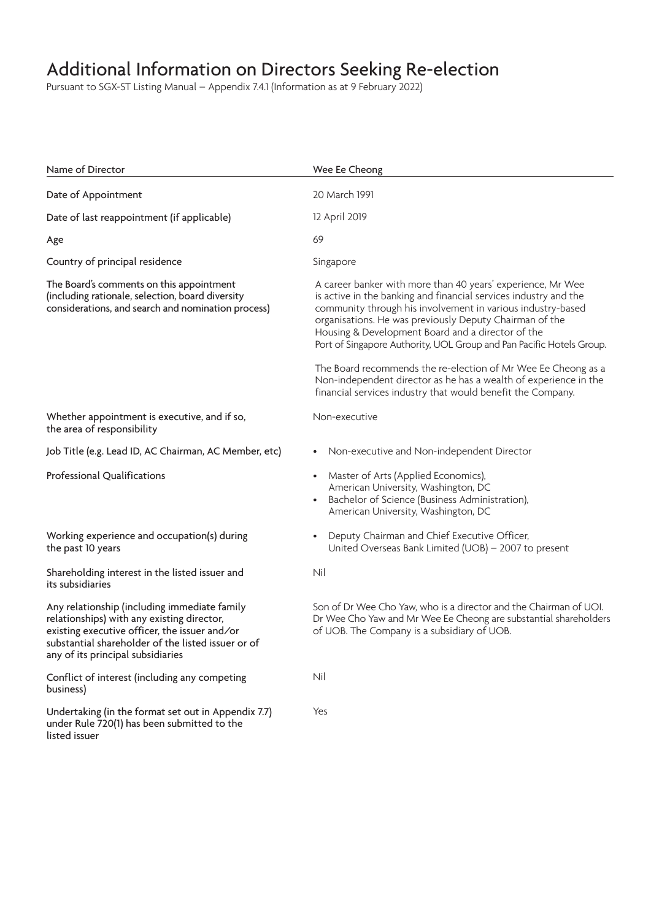# Additional Information on Directors Seeking Re-election

Pursuant to SGX-ST Listing Manual – Appendix 7.4.1 (Information as at 9 February 2022)

| Name of Director | Wee Ee Cheong |
|---|---|
| Date of Appointment | 20 March 1991 |
| Date of last reappointment (if applicable) | 12 April 2019 |
| Age | 69 |
| Country of principal residence | Singapore |
| The Board's comments on this appointment (including rationale, selection, board diversity considerations, and search and nomination process) | A career banker with more than 40 years' experience, Mr Wee is active in the banking and financial services industry and the community through his involvement in various industry-based organisations. He was previously Deputy Chairman of the Housing & Development Board and a director of the Port of Singapore Authority, UOL Group and Pan Pacific Hotels Group.<br><br>The Board recommends the re-election of Mr Wee Ee Cheong as a Non-independent director as he has a wealth of experience in the financial services industry that would benefit the Company. |
| Whether appointment is executive, and if so, the area of responsibility | Non-executive |
| Job Title (e.g. Lead ID, AC Chairman, AC Member, etc) | • Non-executive and Non-independent Director |
| Professional Qualifications | • Master of Arts (Applied Economics), American University, Washington, DC<br>• Bachelor of Science (Business Administration), American University, Washington, DC |
| Working experience and occupation(s) during the past 10 years | • Deputy Chairman and Chief Executive Officer, United Overseas Bank Limited (UOB) – 2007 to present |
| Shareholding interest in the listed issuer and its subsidiaries | Nil |
| Any relationship (including immediate family relationships) with any existing director, existing executive officer, the issuer and/or substantial shareholder of the listed issuer or of any of its principal subsidiaries | Son of Dr Wee Cho Yaw, who is a director and the Chairman of UOI. Dr Wee Cho Yaw and Mr Wee Ee Cheong are substantial shareholders of UOB. The Company is a subsidiary of UOB. |
| Conflict of interest (including any competing business) | Nil |
| Undertaking (in the format set out in Appendix 7.7) under Rule 720(1) has been submitted to the listed issuer | Yes |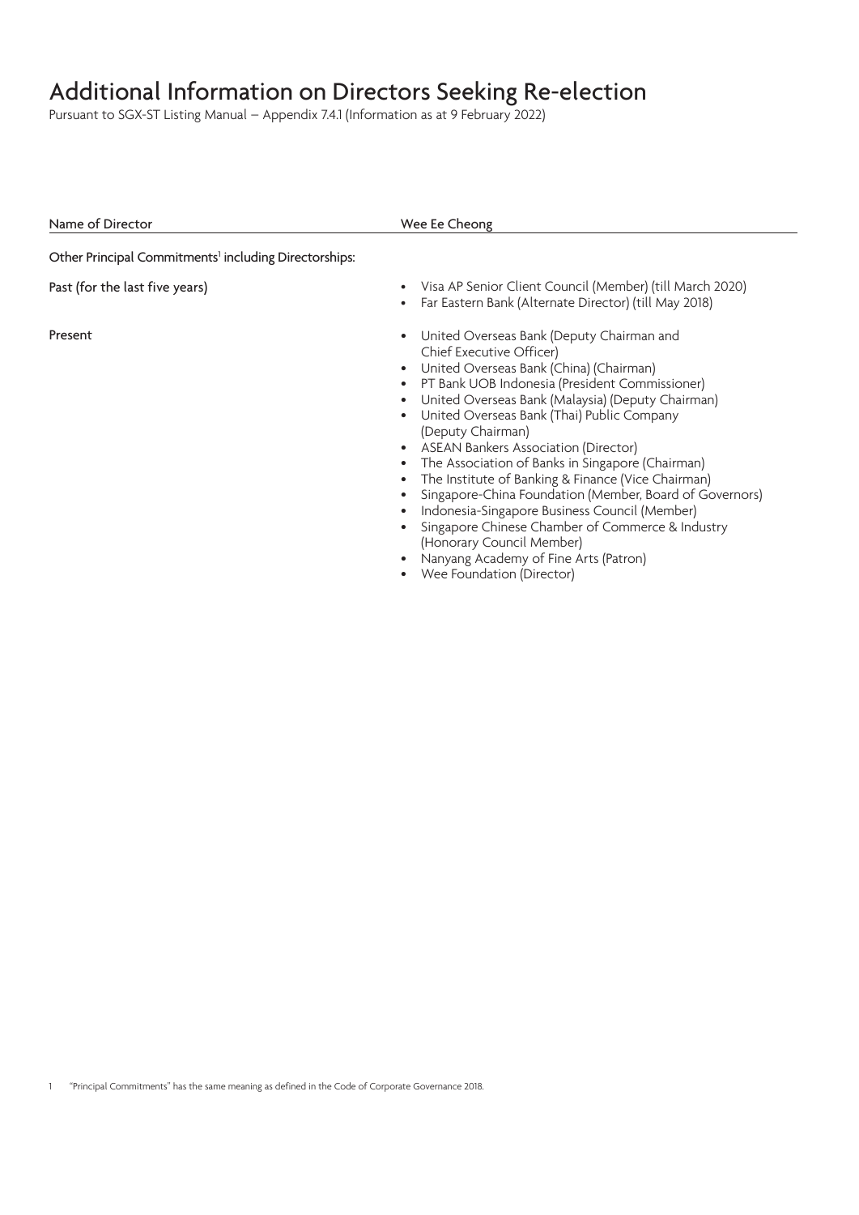# Additional Information on Directors Seeking Re-election

Pursuant to SGX-ST Listing Manual – Appendix 7.4.1 (Information as at 9 February 2022)

| Name of Director | Wee Ee Cheong |
| --- | --- |
| Other Principal Commitments[1] including Directorships: | |
| Past (for the last five years) | • Visa AP Senior Client Council (Member) (till March 2020)<br>• Far Eastern Bank (Alternate Director) (till May 2018) |
| Present | • United Overseas Bank (Deputy Chairman and Chief Executive Officer)<br>• United Overseas Bank (China) (Chairman)<br>• PT Bank UOB Indonesia (President Commissioner)<br>• United Overseas Bank (Malaysia) (Deputy Chairman)<br>• United Overseas Bank (Thai) Public Company (Deputy Chairman)<br>• ASEAN Bankers Association (Director)<br>• The Association of Banks in Singapore (Chairman)<br>• The Institute of Banking & Finance (Vice Chairman)<br>• Singapore-China Foundation (Member, Board of Governors)<br>• Indonesia-Singapore Business Council (Member)<br>• Singapore Chinese Chamber of Commerce & Industry (Honorary Council Member)<br>• Nanyang Academy of Fine Arts (Patron)<br>• Wee Foundation (Director) |

1 "Principal Commitments" has the same meaning as defined in the Code of Corporate Governance 2018.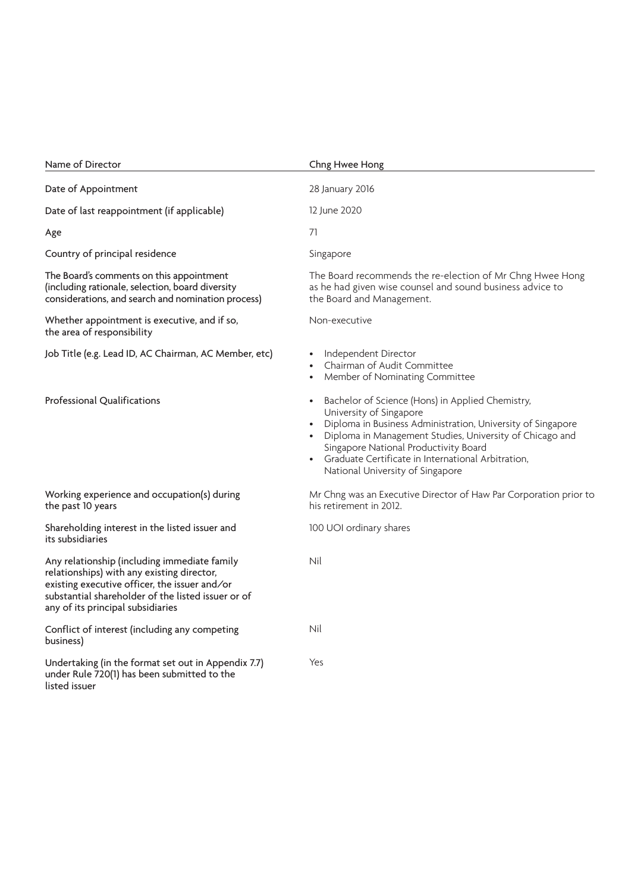| Name of Director | Chng Hwee Hong |
|---|---|
| Date of Appointment | 28 January 2016 |
| Date of last reappointment (if applicable) | 12 June 2020 |
| Age | 71 |
| Country of principal residence | Singapore |
| The Board's comments on this appointment (including rationale, selection, board diversity considerations, and search and nomination process) | The Board recommends the re-election of Mr Chng Hwee Hong as he had given wise counsel and sound business advice to the Board and Management. |
| Whether appointment is executive, and if so, the area of responsibility | Non-executive |
| Job Title (e.g. Lead ID, AC Chairman, AC Member, etc) | • Independent Director<br>• Chairman of Audit Committee<br>• Member of Nominating Committee |
| Professional Qualifications | • Bachelor of Science (Hons) in Applied Chemistry, University of Singapore<br>• Diploma in Business Administration, University of Singapore<br>• Diploma in Management Studies, University of Chicago and Singapore National Productivity Board<br>• Graduate Certificate in International Arbitration, National University of Singapore |
| Working experience and occupation(s) during the past 10 years | Mr Chng was an Executive Director of Haw Par Corporation prior to his retirement in 2012. |
| Shareholding interest in the listed issuer and its subsidiaries | 100 UOI ordinary shares |
| Any relationship (including immediate family relationships) with any existing director, existing executive officer, the issuer and/or substantial shareholder of the listed issuer or of any of its principal subsidiaries | Nil |
| Conflict of interest (including any competing business) | Nil |
| Undertaking (in the format set out in Appendix 7.7) under Rule 720(1) has been submitted to the listed issuer | Yes |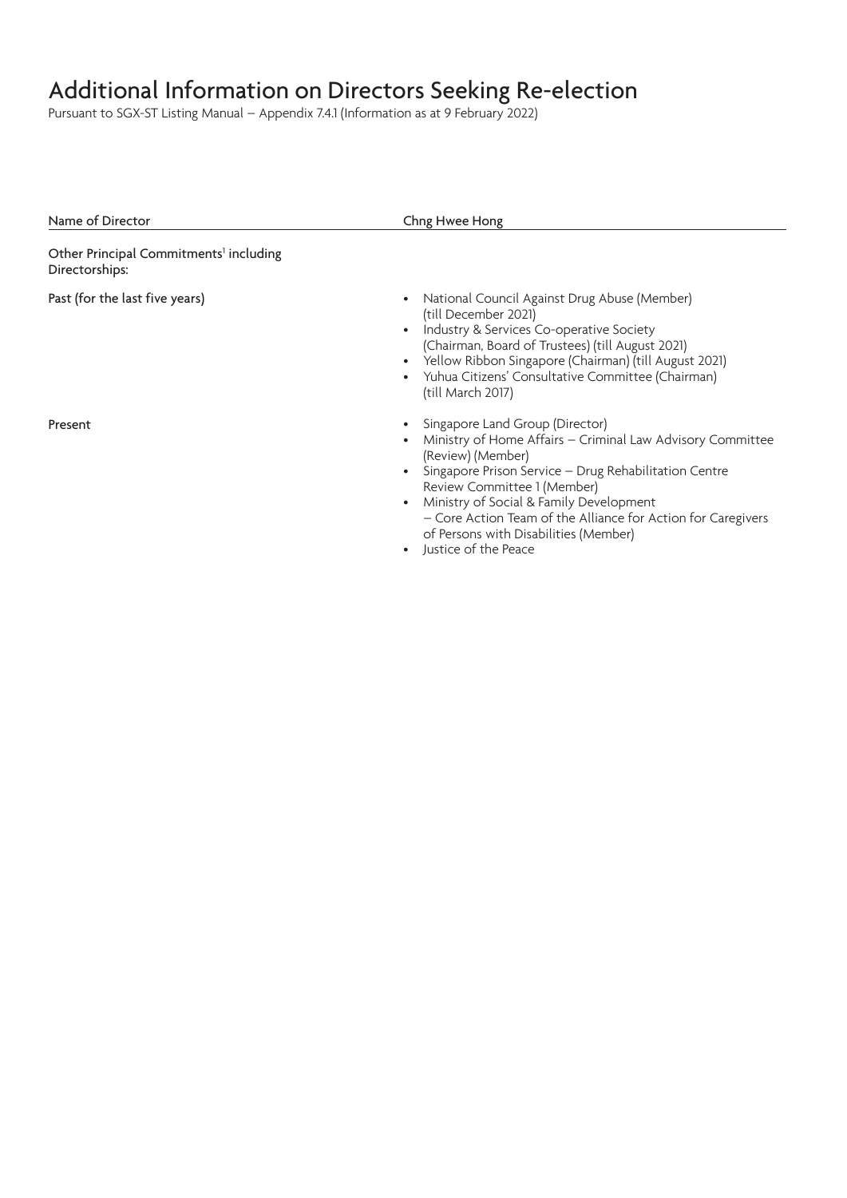# Additional Information on Directors Seeking Re-election

Pursuant to SGX-ST Listing Manual – Appendix 7.4.1 (Information as at 9 February 2022)

| Name of Director | Chng Hwee Hong |
| --- | --- |
| Other Principal Commitments[1] including Directorships: | |
| Past (for the last five years) | • National Council Against Drug Abuse (Member) (till December 2021)<br>• Industry & Services Co-operative Society (Chairman, Board of Trustees) (till August 2021)<br>• Yellow Ribbon Singapore (Chairman) (till August 2021)<br>• Yuhua Citizens' Consultative Committee (Chairman) (till March 2017) |
| Present | • Singapore Land Group (Director)<br>• Ministry of Home Affairs – Criminal Law Advisory Committee (Review) (Member)<br>• Singapore Prison Service – Drug Rehabilitation Centre Review Committee 1 (Member)<br>• Ministry of Social & Family Development – Core Action Team of the Alliance for Action for Caregivers of Persons with Disabilities (Member)<br>• Justice of the Peace |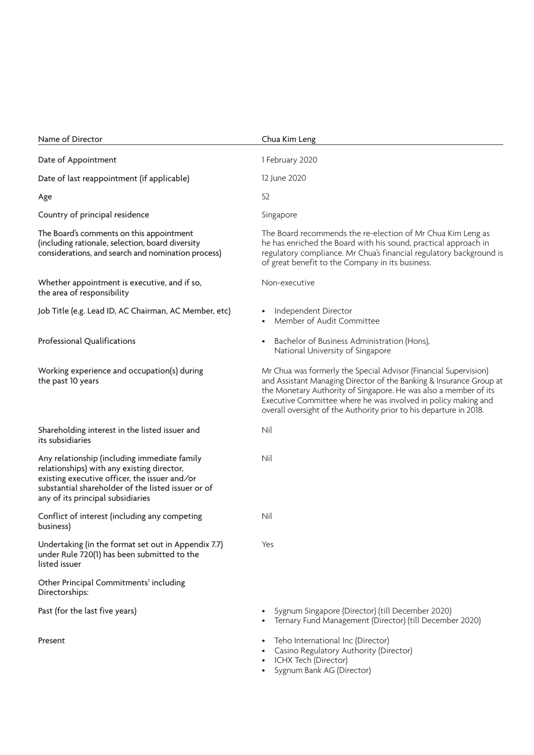| Name of Director | Chua Kim Leng |
|---|---|
| Date of Appointment | 1 February 2020 |
| Date of last reappointment (if applicable) | 12 June 2020 |
| Age | 52 |
| Country of principal residence | Singapore |
| The Board's comments on this appointment (including rationale, selection, board diversity considerations, and search and nomination process) | The Board recommends the re-election of Mr Chua Kim Leng as he has enriched the Board with his sound, practical approach in regulatory compliance. Mr Chua's financial regulatory background is of great benefit to the Company in its business. |
| Whether appointment is executive, and if so, the area of responsibility | Non-executive |
| Job Title (e.g. Lead ID, AC Chairman, AC Member, etc) | • Independent Director<br>• Member of Audit Committee |
| Professional Qualifications | • Bachelor of Business Administration (Hons), National University of Singapore |
| Working experience and occupation(s) during the past 10 years | Mr Chua was formerly the Special Advisor (Financial Supervision) and Assistant Managing Director of the Banking & Insurance Group at the Monetary Authority of Singapore. He was also a member of its Executive Committee where he was involved in policy making and overall oversight of the Authority prior to his departure in 2018. |
| Shareholding interest in the listed issuer and its subsidiaries | Nil |
| Any relationship (including immediate family relationships) with any existing director, existing executive officer, the issuer and/or substantial shareholder of the listed issuer or of any of its principal subsidiaries | Nil |
| Conflict of interest (including any competing business) | Nil |
| Undertaking (in the format set out in Appendix 7.7) under Rule 720(1) has been submitted to the listed issuer | Yes |
| Other Principal Commitments[1] including Directorships: | |
| Past (for the last five years) | • Sygnum Singapore (Director) (till December 2020)<br>• Ternary Fund Management (Director) (till December 2020) |
| Present | • Teho International Inc (Director)<br>• Casino Regulatory Authority (Director)<br>• ICHX Tech (Director)<br>• Sygnum Bank AG (Director) |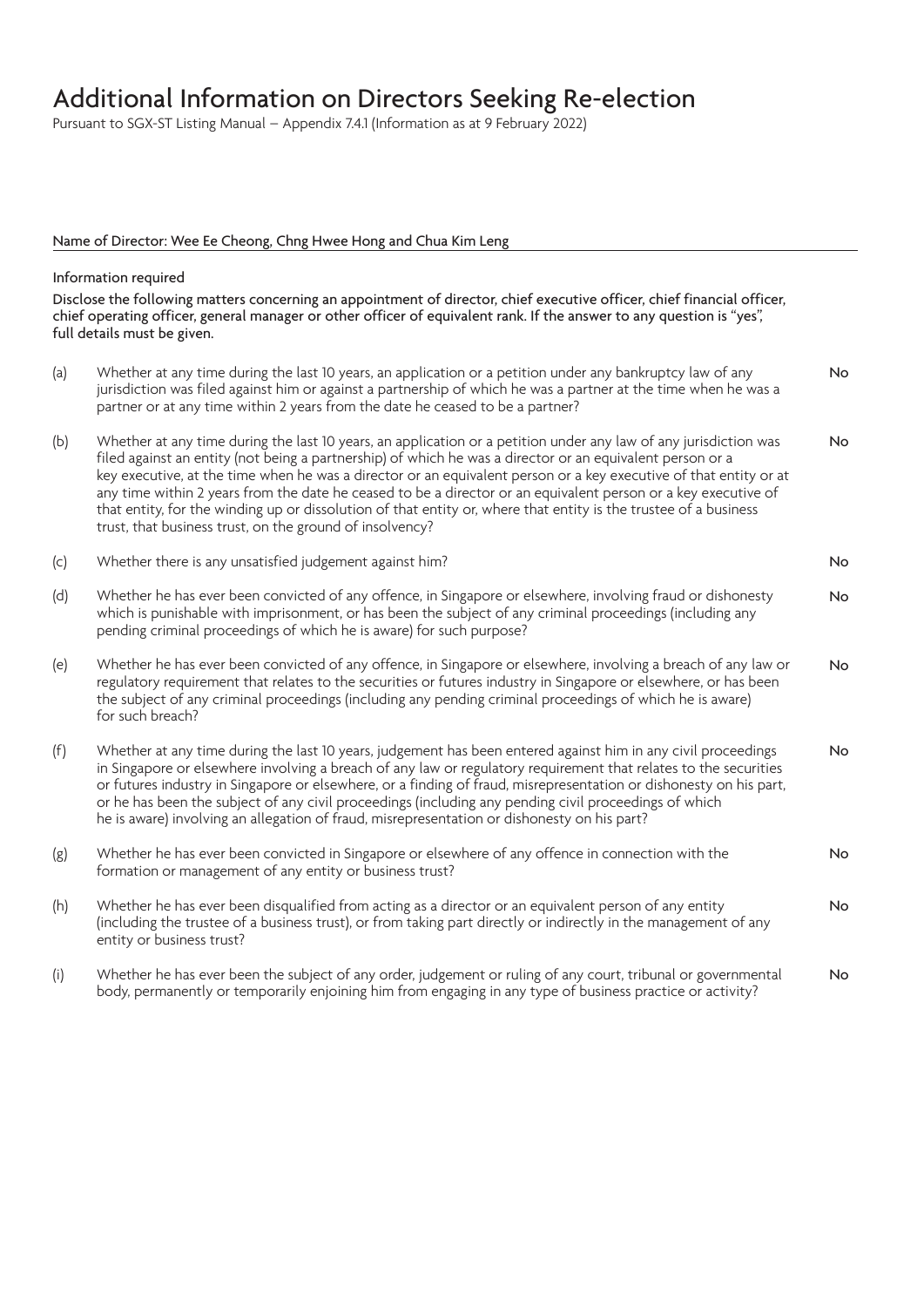# Additional Information on Directors Seeking Re-election

Pursuant to SGX-ST Listing Manual – Appendix 7.4.1 (Information as at 9 February 2022)

Name of Director: Wee Ee Cheong, Chng Hwee Hong and Chua Kim Leng

Information required

Disclose the following matters concerning an appointment of director, chief executive officer, chief financial officer, chief operating officer, general manager or other officer of equivalent rank. If the answer to any question is "yes", full details must be given.

| | | |
|---|---|---|
| (a) | Whether at any time during the last 10 years, an application or a petition under any bankruptcy law of any jurisdiction was filed against him or against a partnership of which he was a partner at the time when he was a partner or at any time within 2 years from the date he ceased to be a partner? | No |
| (b) | Whether at any time during the last 10 years, an application or a petition under any law of any jurisdiction was filed against an entity (not being a partnership) of which he was a director or an equivalent person or a key executive, at the time when he was a director or an equivalent person or a key executive of that entity or at any time within 2 years from the date he ceased to be a director or an equivalent person or a key executive of that entity, for the winding up or dissolution of that entity or, where that entity is the trustee of a business trust, that business trust, on the ground of insolvency? | No |
| (c) | Whether there is any unsatisfied judgement against him? | No |
| (d) | Whether he has ever been convicted of any offence, in Singapore or elsewhere, involving fraud or dishonesty which is punishable with imprisonment, or has been the subject of any criminal proceedings (including any pending criminal proceedings of which he is aware) for such purpose? | No |
| (e) | Whether he has ever been convicted of any offence, in Singapore or elsewhere, involving a breach of any law or regulatory requirement that relates to the securities or futures industry in Singapore or elsewhere, or has been the subject of any criminal proceedings (including any pending criminal proceedings of which he is aware) for such breach? | No |
| (f) | Whether at any time during the last 10 years, judgement has been entered against him in any civil proceedings in Singapore or elsewhere involving a breach of any law or regulatory requirement that relates to the securities or futures industry in Singapore or elsewhere, or a finding of fraud, misrepresentation or dishonesty on his part, or he has been the subject of any civil proceedings (including any pending civil proceedings of which he is aware) involving an allegation of fraud, misrepresentation or dishonesty on his part? | No |
| (g) | Whether he has ever been convicted in Singapore or elsewhere of any offence in connection with the formation or management of any entity or business trust? | No |
| (h) | Whether he has ever been disqualified from acting as a director or an equivalent person of any entity (including the trustee of a business trust), or from taking part directly or indirectly in the management of any entity or business trust? | No |
| (i) | Whether he has ever been the subject of any order, judgement or ruling of any court, tribunal or governmental body, permanently or temporarily enjoining him from engaging in any type of business practice or activity? | No |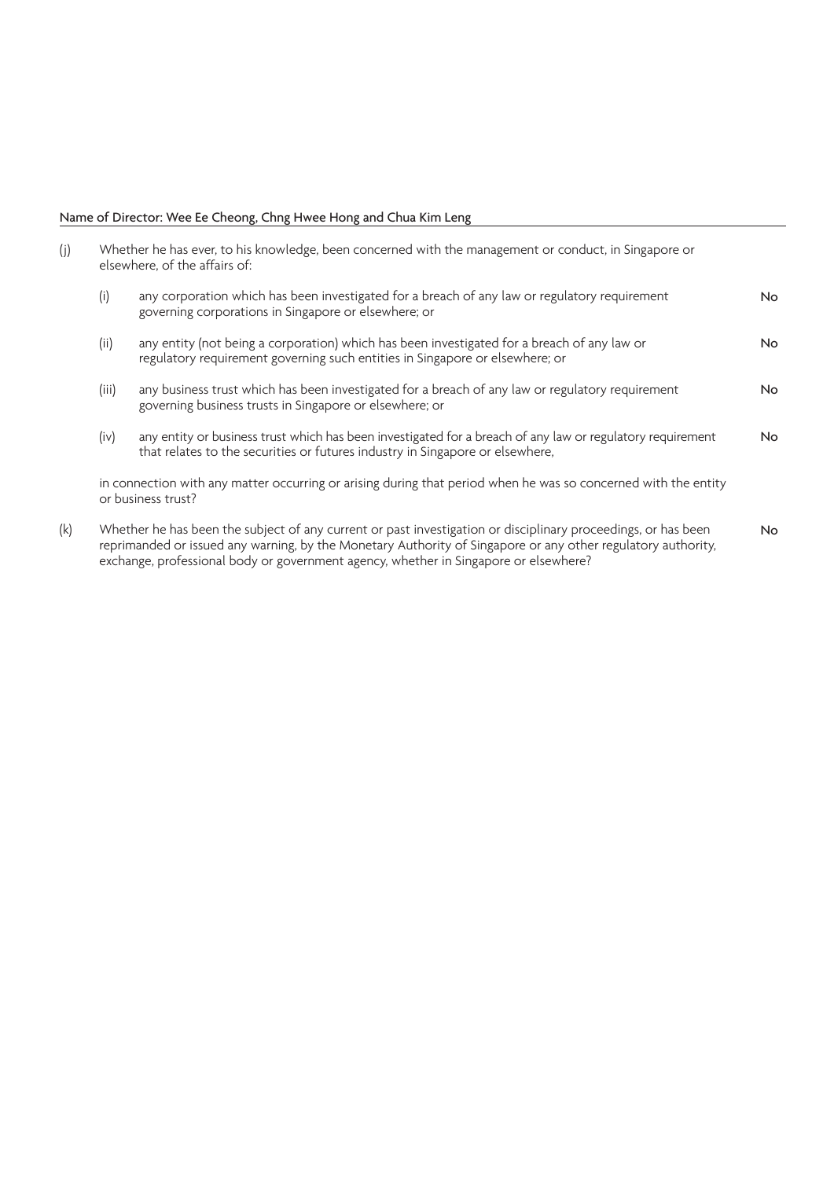Name of Director: Wee Ee Cheong, Chng Hwee Hong and Chua Kim Leng

(j) Whether he has ever, to his knowledge, been concerned with the management or conduct, in Singapore or elsewhere, of the affairs of:

| | | |
|---|---|---|
| (i) | any corporation which has been investigated for a breach of any law or regulatory requirement governing corporations in Singapore or elsewhere; or | No |
| (ii) | any entity (not being a corporation) which has been investigated for a breach of any law or regulatory requirement governing such entities in Singapore or elsewhere; or | No |
| (iii) | any business trust which has been investigated for a breach of any law or regulatory requirement governing business trusts in Singapore or elsewhere; or | No |
| (iv) | any entity or business trust which has been investigated for a breach of any law or regulatory requirement that relates to the securities or futures industry in Singapore or elsewhere, | No |

in connection with any matter occurring or arising during that period when he was so concerned with the entity or business trust?

(k) Whether he has been the subject of any current or past investigation or disciplinary proceedings, or has been reprimanded or issued any warning, by the Monetary Authority of Singapore or any other regulatory authority, exchange, professional body or government agency, whether in Singapore or elsewhere? — No